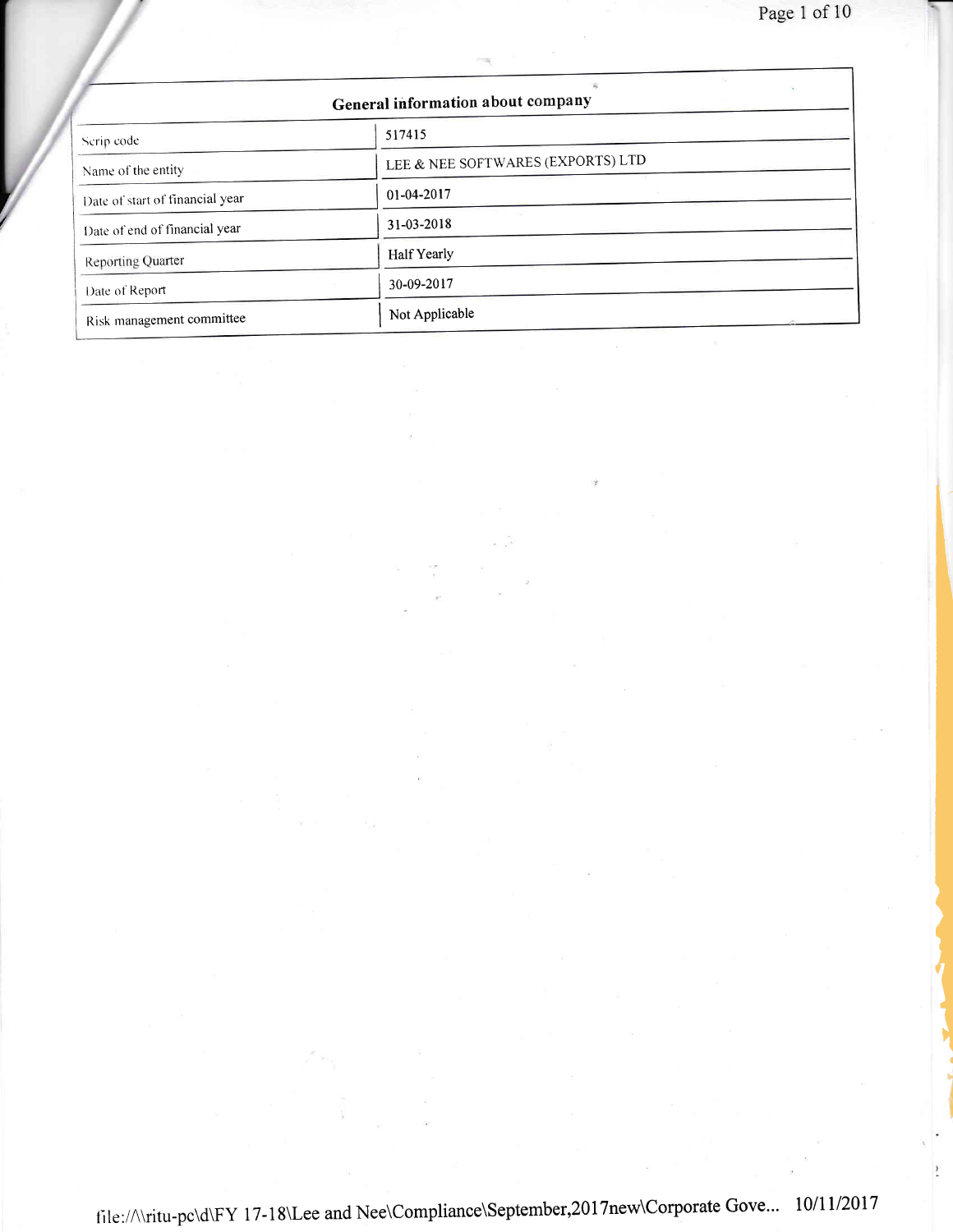## General information about company

| | |
|---|---|
| Scrip code | 517415 |
| Name of the entity | LEE & NEE SOFTWARES (EXPORTS) LTD |
| Date of start of financial year | 01-04-2017 |
| Date of end of financial year | 31-03-2018 |
| Reporting Quarter | Half Yearly |
| Date of Report | 30-09-2017 |
| Risk management committee | Not Applicable |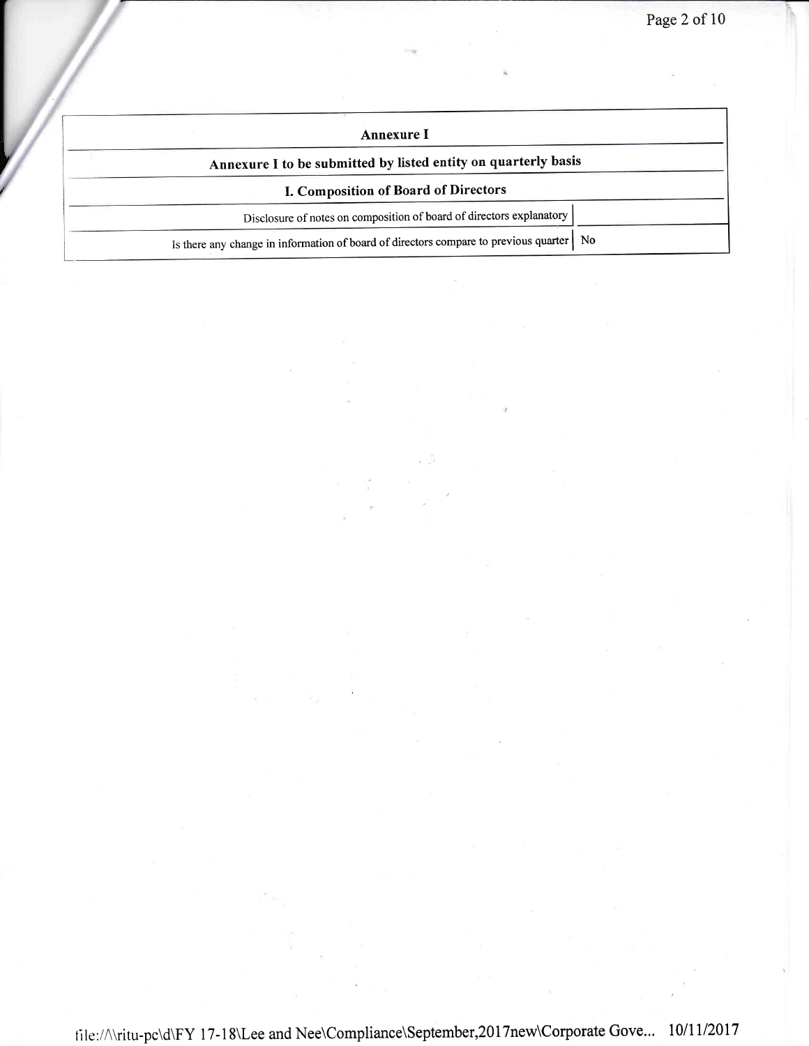| Annexure I | |
|---|---|
| **Annexure I to be submitted by listed entity on quarterly basis** | |
| **I. Composition of Board of Directors** | |
| Disclosure of notes on composition of board of directors explanatory | |
| Is there any change in information of board of directors compare to previous quarter | No |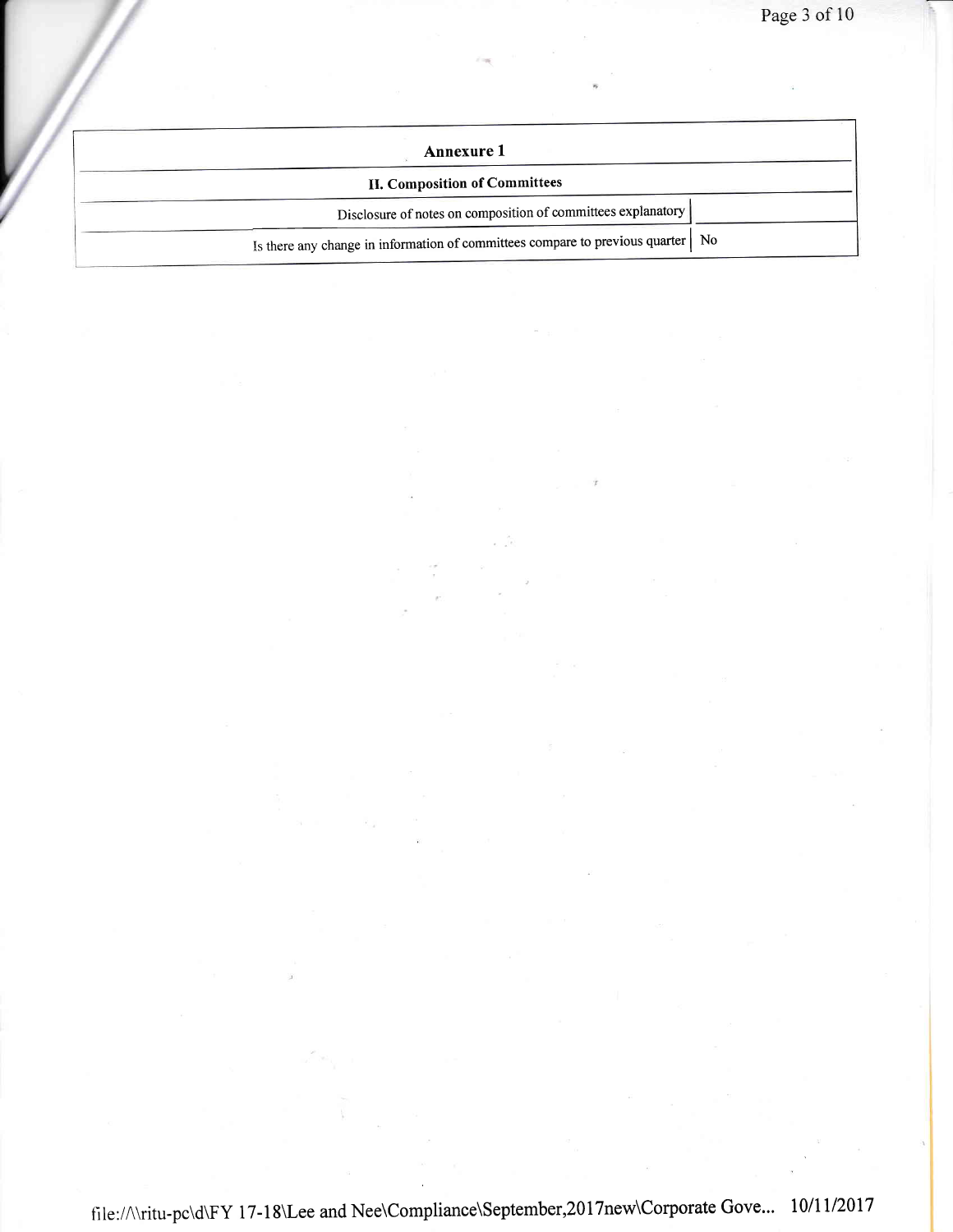## Annexure 1

### II. Composition of Committees

| | |
|---|---|
| Disclosure of notes on composition of committees explanatory | |
| Is there any change in information of committees compare to previous quarter | No |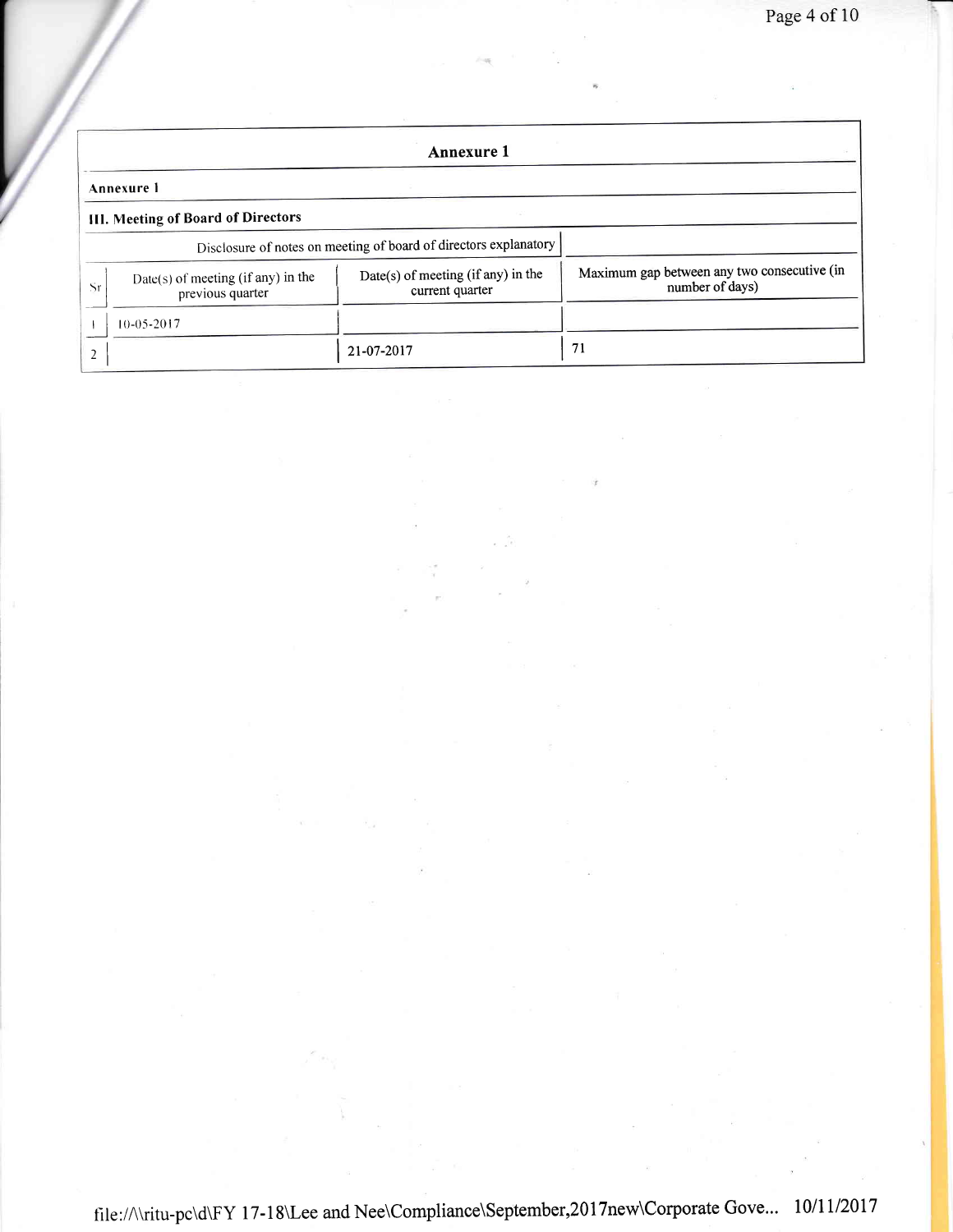## Annexure 1

**Annexure 1**

**III. Meeting of Board of Directors**

| Disclosure of notes on meeting of board of directors explanatory | | | |
|---|---|---|---|
| Sr | Date(s) of meeting (if any) in the previous quarter | Date(s) of meeting (if any) in the current quarter | Maximum gap between any two consecutive (in number of days) |
| 1 | 10-05-2017 | | |
| 2 | | 21-07-2017 | 71 |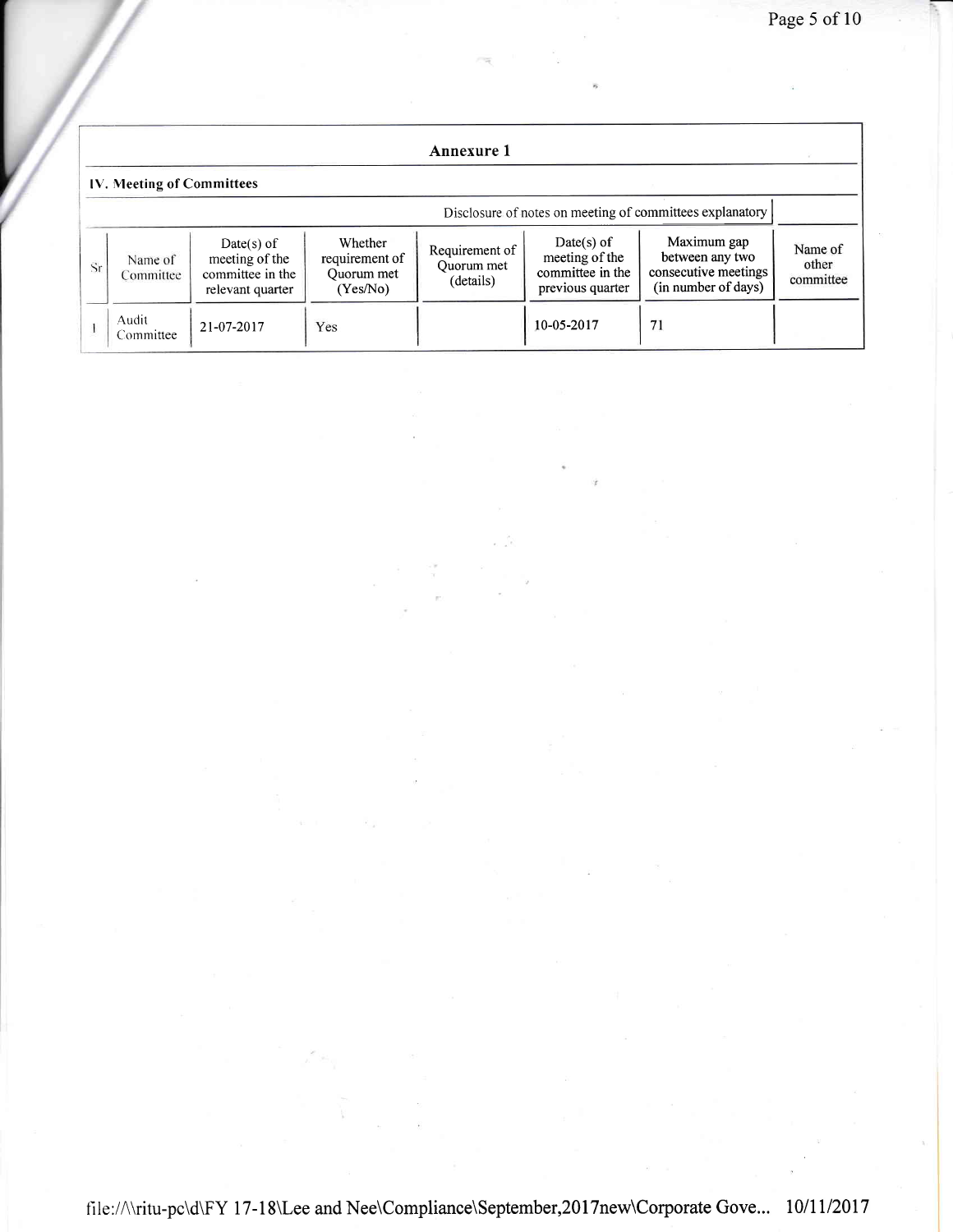## Annexure 1

### IV. Meeting of Committees

Disclosure of notes on meeting of committees explanatory

| Sr | Name of Committee | Date(s) of meeting of the committee in the relevant quarter | Whether requirement of Quorum met (Yes/No) | Requirement of Quorum met (details) | Date(s) of meeting of the committee in the previous quarter | Maximum gap between any two consecutive meetings (in number of days) | Name of other committee |
|---|---|---|---|---|---|---|---|
| 1 | Audit Committee | 21-07-2017 | Yes | | 10-05-2017 | 71 | |

file://\\ritu-pc\d\FY 17-18\Lee and Nee\Compliance\September,2017new\Corporate Gove... 10/11/2017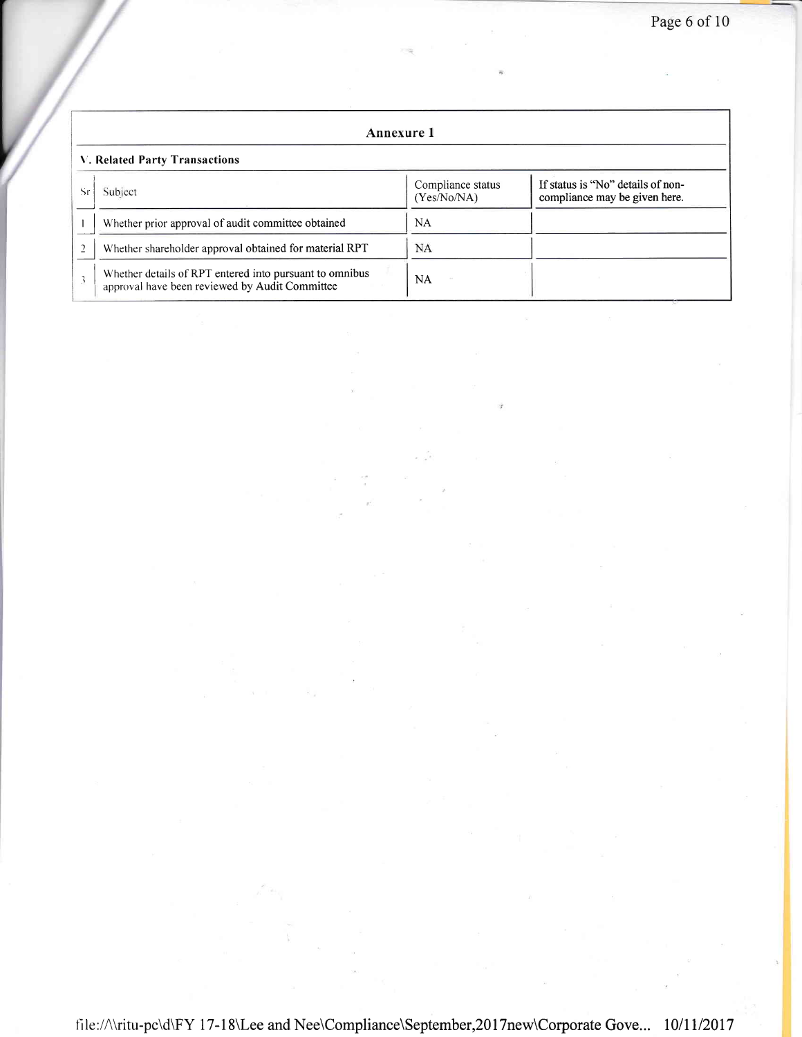## Annexure 1

### V. Related Party Transactions

| Sr | Subject | Compliance status (Yes/No/NA) | If status is "No" details of non-compliance may be given here. |
|---|---|---|---|
| 1 | Whether prior approval of audit committee obtained | NA | |
| 2 | Whether shareholder approval obtained for material RPT | NA | |
| 3 | Whether details of RPT entered into pursuant to omnibus approval have been reviewed by Audit Committee | NA | |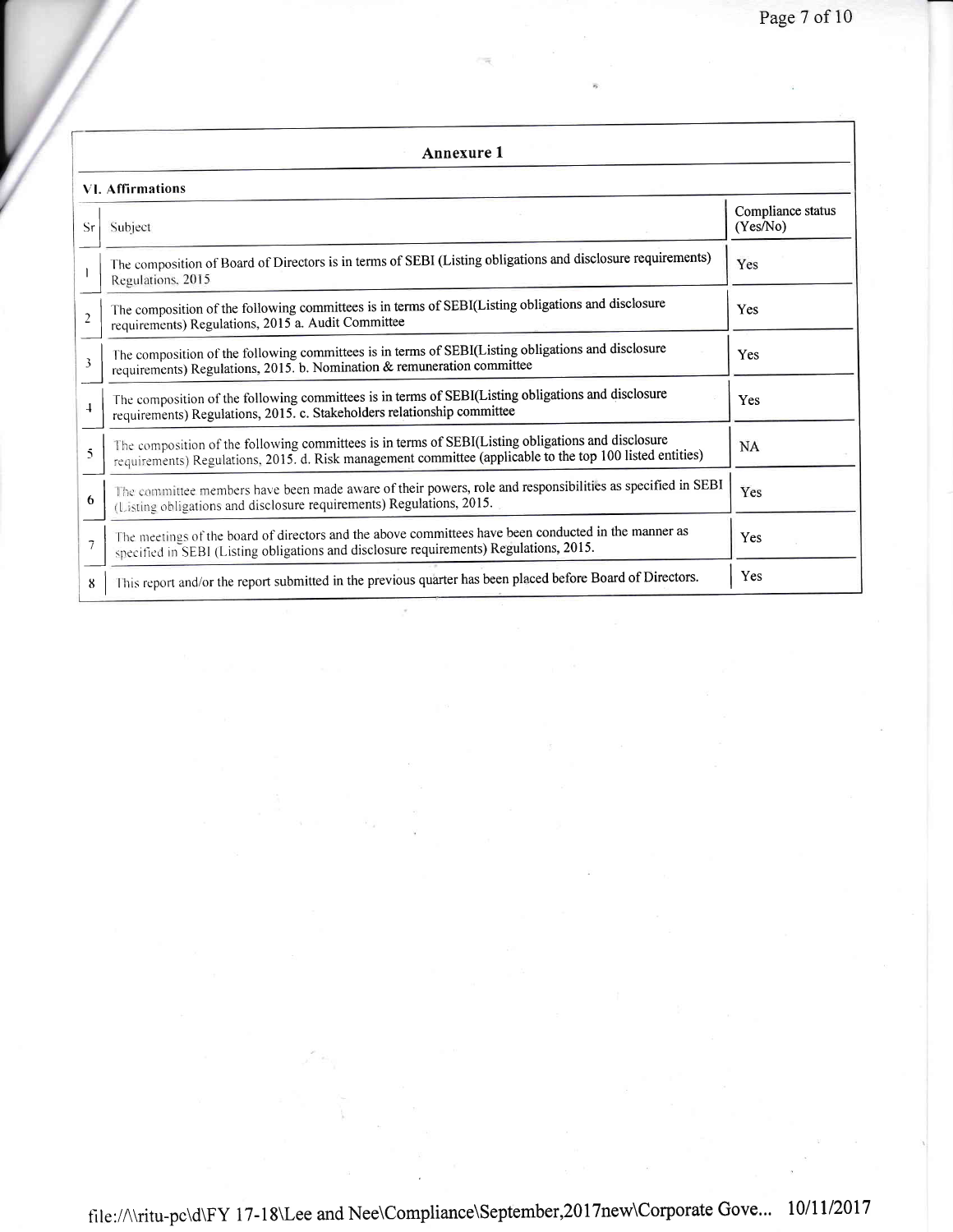## Annexure 1

### VI. Affirmations

| Sr | Subject | Compliance status (Yes/No) |
|---|---|---|
| 1 | The composition of Board of Directors is in terms of SEBI (Listing obligations and disclosure requirements) Regulations, 2015 | Yes |
| 2 | The composition of the following committees is in terms of SEBI(Listing obligations and disclosure requirements) Regulations, 2015 a. Audit Committee | Yes |
| 3 | The composition of the following committees is in terms of SEBI(Listing obligations and disclosure requirements) Regulations, 2015. b. Nomination & remuneration committee | Yes |
| 4 | The composition of the following committees is in terms of SEBI(Listing obligations and disclosure requirements) Regulations, 2015. c. Stakeholders relationship committee | Yes |
| 5 | The composition of the following committees is in terms of SEBI(Listing obligations and disclosure requirements) Regulations, 2015. d. Risk management committee (applicable to the top 100 listed entities) | NA |
| 6 | The committee members have been made aware of their powers, role and responsibilities as specified in SEBI (Listing obligations and disclosure requirements) Regulations, 2015. | Yes |
| 7 | The meetings of the board of directors and the above committees have been conducted in the manner as specified in SEBI (Listing obligations and disclosure requirements) Regulations, 2015. | Yes |
| 8 | This report and/or the report submitted in the previous quarter has been placed before Board of Directors. | Yes |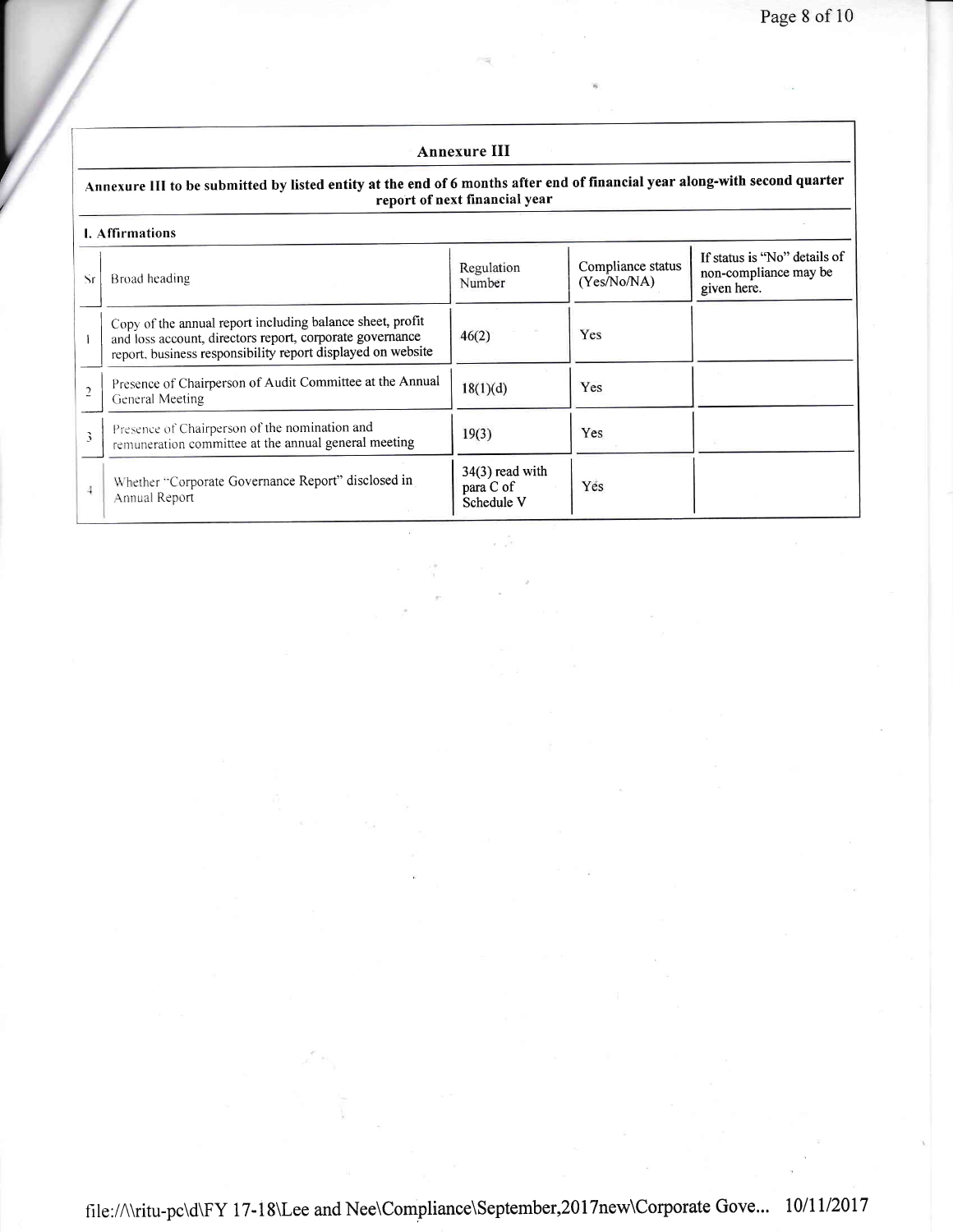## Annexure III

**Annexure III to be submitted by listed entity at the end of 6 months after end of financial year along-with second quarter report of next financial year**

**I. Affirmations**

| Sr | Broad heading | Regulation Number | Compliance status (Yes/No/NA) | If status is "No" details of non-compliance may be given here. |
|---|---|---|---|---|
| 1 | Copy of the annual report including balance sheet, profit and loss account, directors report, corporate governance report, business responsibility report displayed on website | 46(2) | Yes | |
| 2 | Presence of Chairperson of Audit Committee at the Annual General Meeting | 18(1)(d) | Yes | |
| 3 | Presence of Chairperson of the nomination and remuneration committee at the annual general meeting | 19(3) | Yes | |
| 4 | Whether "Corporate Governance Report" disclosed in Annual Report | 34(3) read with para C of Schedule V | Yes | |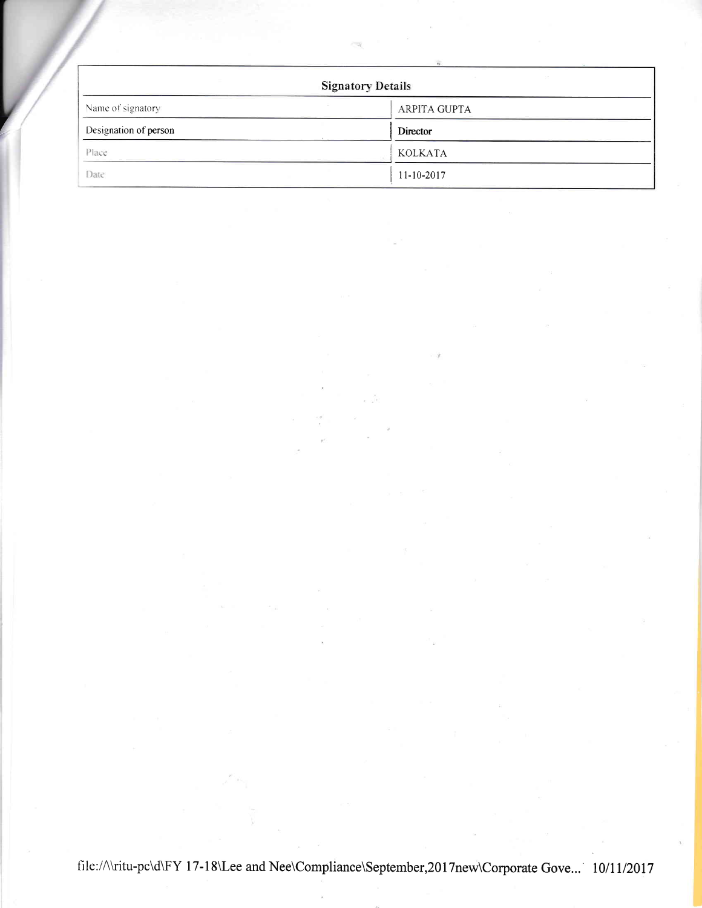| Signatory Details | |
|---|---|
| Name of signatory | ARPITA GUPTA |
| Designation of person | **Director** |
| Place | KOLKATA |
| Date | 11-10-2017 |